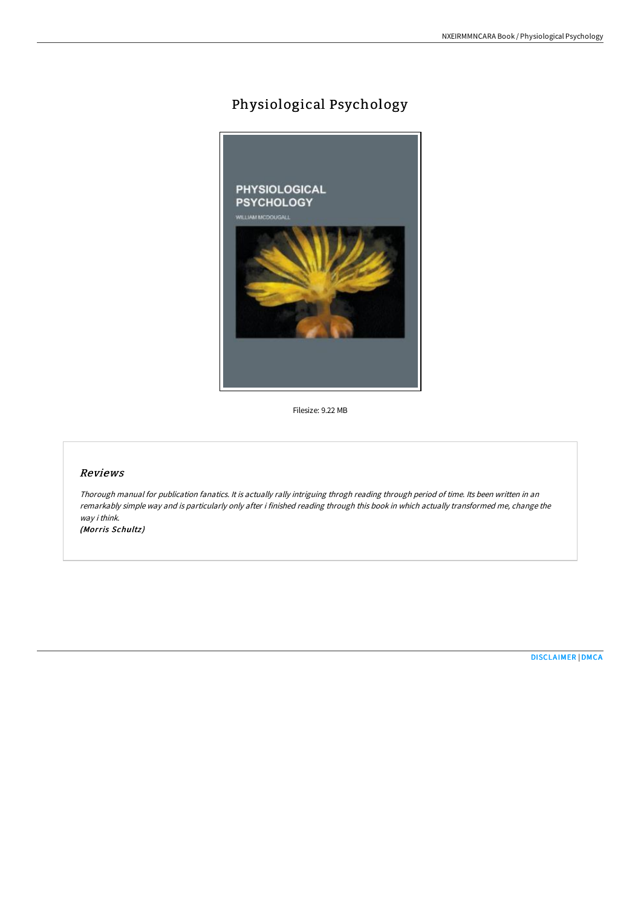# Physiological Psychology

Filesize: 9.22 MB

## *Reviews*

*Thorough manual for publication fanatics. It is actually rally intriguing throgh reading through period of time. Its been written in an remarkably simple way and is particularly only after i finished reading through this book in which actually transformed me, change the way i think.*

*(Morris Schultz)*

DISCLAIMER | DMCA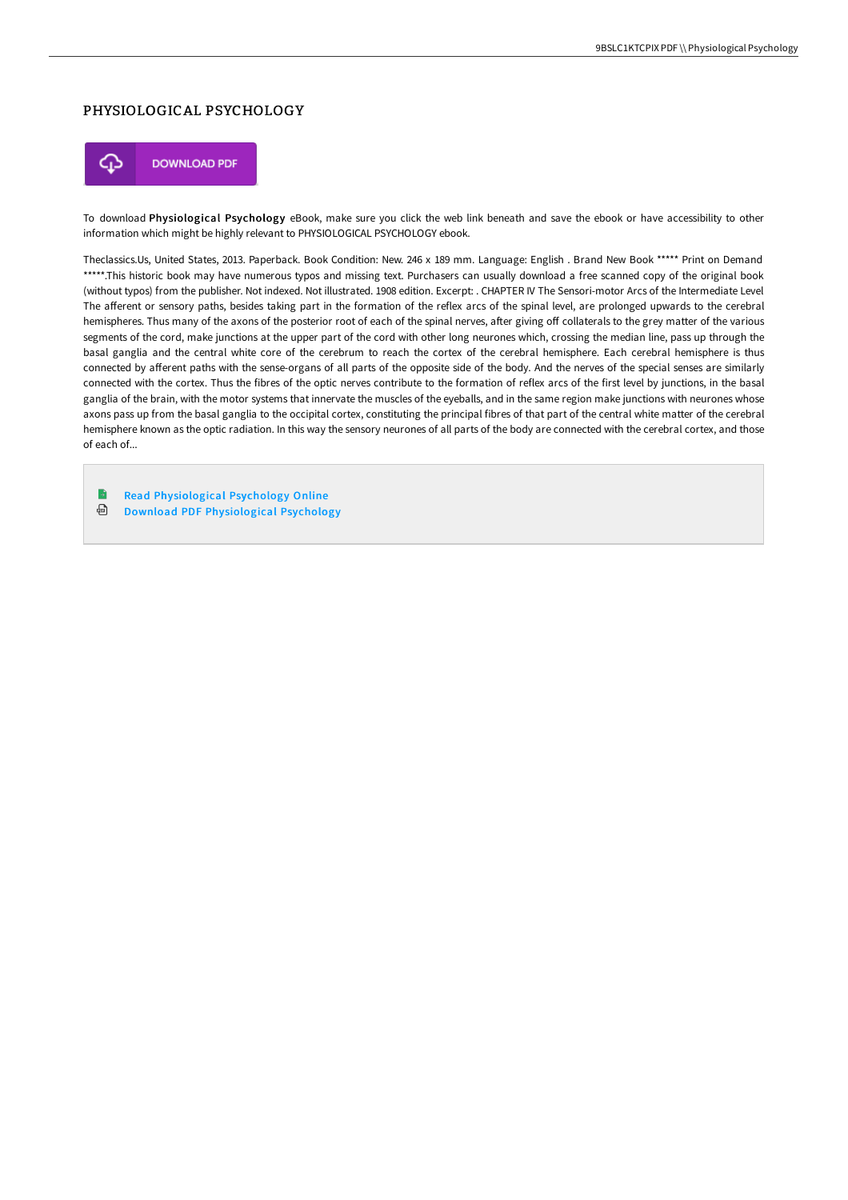# PHYSIOLOGICAL PSYCHOLOGY

DOWNLOAD PDF

To download **Physiological Psychology** eBook, make sure you click the web link beneath and save the ebook or have accessibility to other information which might be highly relevant to PHYSIOLOGICAL PSYCHOLOGY ebook.

Theclassics.Us, United States, 2013. Paperback. Book Condition: New. 246 x 189 mm. Language: English . Brand New Book ***** Print on Demand *****.This historic book may have numerous typos and missing text. Purchasers can usually download a free scanned copy of the original book (without typos) from the publisher. Not indexed. Not illustrated. 1908 edition. Excerpt: . CHAPTER IV The Sensori-motor Arcs of the Intermediate Level The afferent or sensory paths, besides taking part in the formation of the reflex arcs of the spinal level, are prolonged upwards to the cerebral hemispheres. Thus many of the axons of the posterior root of each of the spinal nerves, after giving off collaterals to the grey matter of the various segments of the cord, make junctions at the upper part of the cord with other long neurones which, crossing the median line, pass up through the basal ganglia and the central white core of the cerebrum to reach the cortex of the cerebral hemisphere. Each cerebral hemisphere is thus connected by afferent paths with the sense-organs of all parts of the opposite side of the body. And the nerves of the special senses are similarly connected with the cortex. Thus the fibres of the optic nerves contribute to the formation of reflex arcs of the first level by junctions, in the basal ganglia of the brain, with the motor systems that innervate the muscles of the eyeballs, and in the same region make junctions with neurones whose axons pass up from the basal ganglia to the occipital cortex, constituting the principal fibres of that part of the central white matter of the cerebral hemisphere known as the optic radiation. In this way the sensory neurones of all parts of the body are connected with the cerebral cortex, and those of each of...

- Read Physiological Psychology Online
- Download PDF Physiological Psychology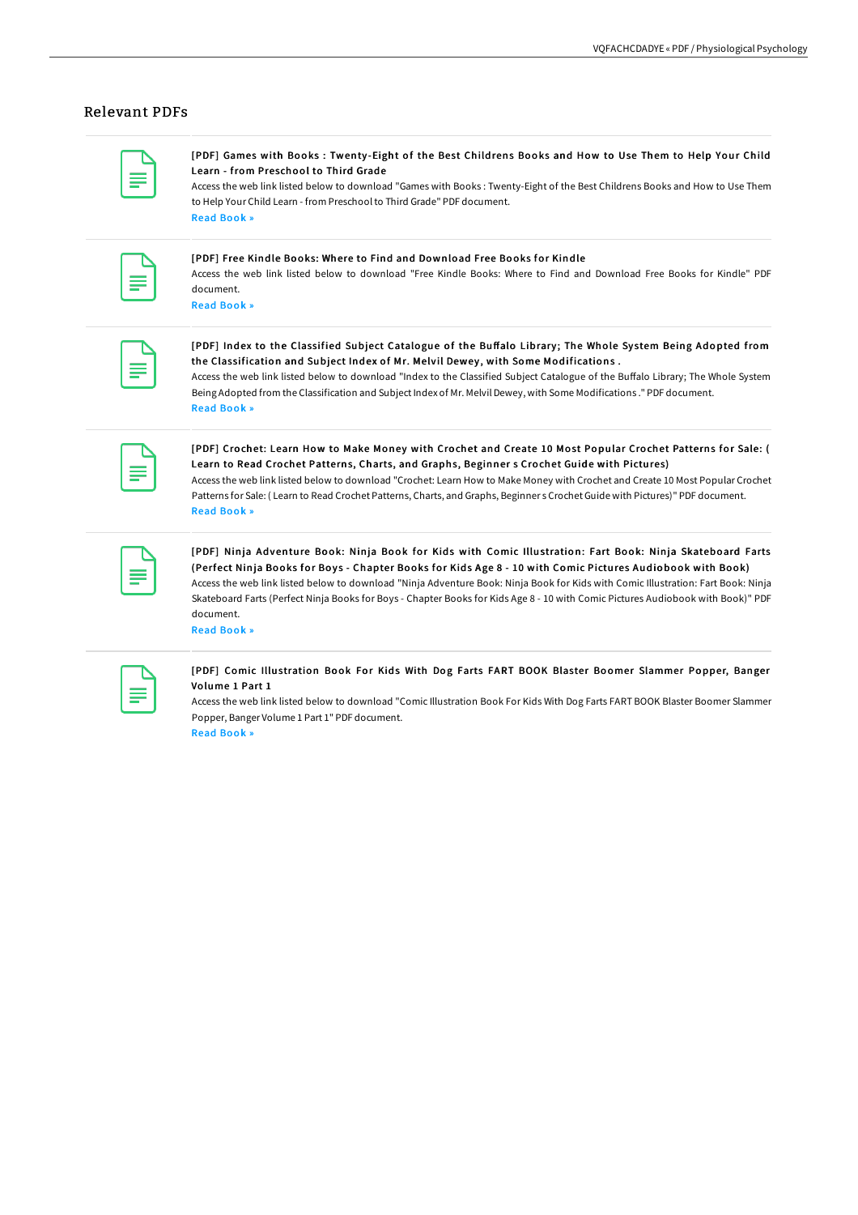## Relevant PDFs

**[PDF] Games with Books : Twenty-Eight of the Best Childrens Books and How to Use Them to Help Your Child Learn - from Preschool to Third Grade**

Access the web link listed below to download "Games with Books : Twenty-Eight of the Best Childrens Books and How to Use Them to Help Your Child Learn - from Preschool to Third Grade" PDF document.

Read Book »

**[PDF] Free Kindle Books: Where to Find and Download Free Books for Kindle**

Access the web link listed below to download "Free Kindle Books: Where to Find and Download Free Books for Kindle" PDF document.

Read Book »

**[PDF] Index to the Classified Subject Catalogue of the Buffalo Library; The Whole System Being Adopted from the Classification and Subject Index of Mr. Melvil Dewey, with Some Modifications .**

Access the web link listed below to download "Index to the Classified Subject Catalogue of the Buffalo Library; The Whole System Being Adopted from the Classification and Subject Index of Mr. Melvil Dewey, with Some Modifications ." PDF document.

Read Book »

**[PDF] Crochet: Learn How to Make Money with Crochet and Create 10 Most Popular Crochet Patterns for Sale: ( Learn to Read Crochet Patterns, Charts, and Graphs, Beginner s Crochet Guide with Pictures)**

Access the web link listed below to download "Crochet: Learn How to Make Money with Crochet and Create 10 Most Popular Crochet Patterns for Sale: ( Learn to Read Crochet Patterns, Charts, and Graphs, Beginner s Crochet Guide with Pictures)" PDF document.

Read Book »

**[PDF] Ninja Adventure Book: Ninja Book for Kids with Comic Illustration: Fart Book: Ninja Skateboard Farts (Perfect Ninja Books for Boys - Chapter Books for Kids Age 8 - 10 with Comic Pictures Audiobook with Book)**

Access the web link listed below to download "Ninja Adventure Book: Ninja Book for Kids with Comic Illustration: Fart Book: Ninja Skateboard Farts (Perfect Ninja Books for Boys - Chapter Books for Kids Age 8 - 10 with Comic Pictures Audiobook with Book)" PDF document.

Read Book »

**[PDF] Comic Illustration Book For Kids With Dog Farts FART BOOK Blaster Boomer Slammer Popper, Banger Volume 1 Part 1**

Access the web link listed below to download "Comic Illustration Book For Kids With Dog Farts FART BOOK Blaster Boomer Slammer Popper, Banger Volume 1 Part 1" PDF document.

Read Book »